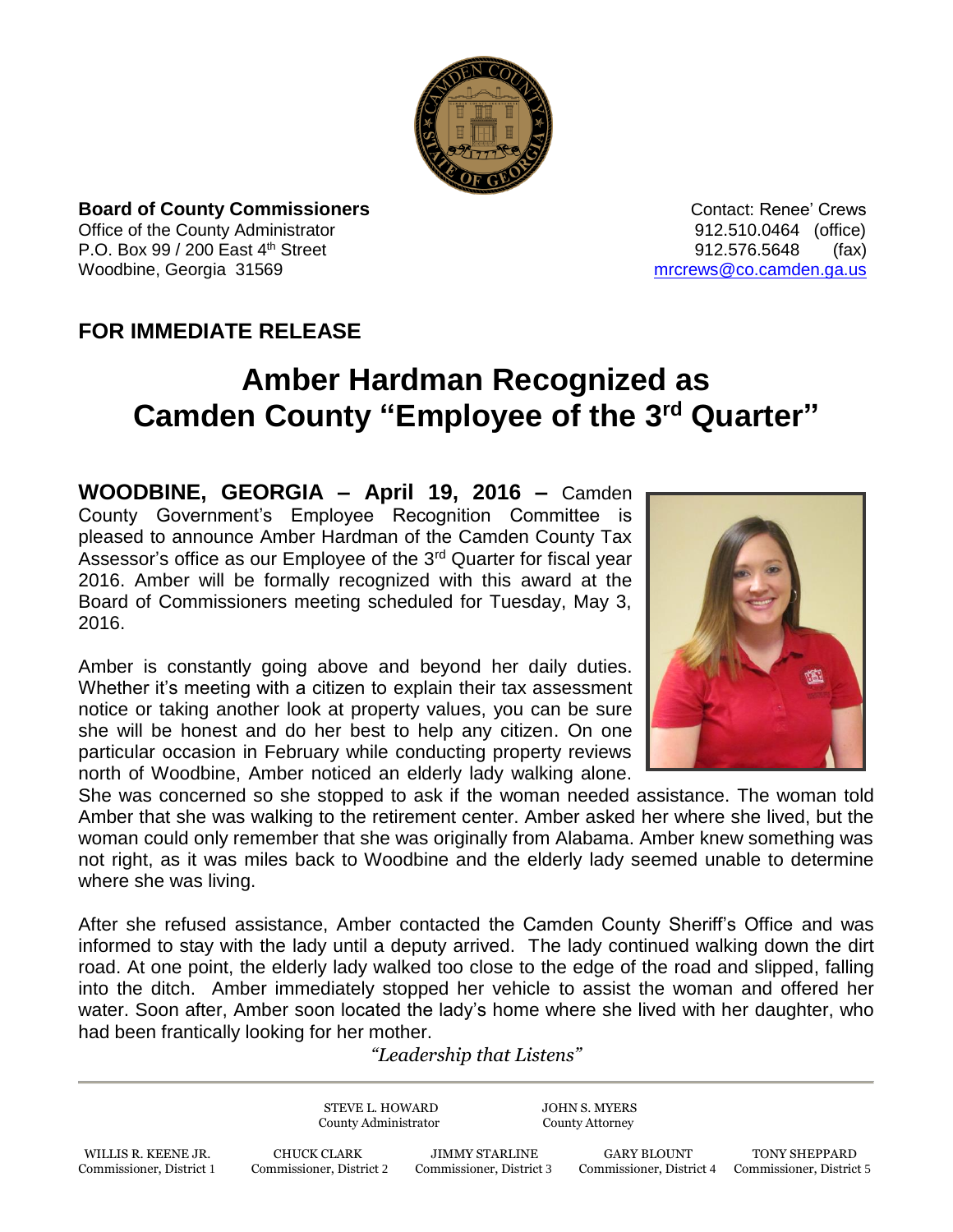**Board of County Commissioners**
Office of the County Administrator
P.O. Box 99 / 200 East 4th Street
Woodbine, Georgia 31569

Contact: Renee' Crews
912.510.0464 (office)
912.576.5648 (fax)
mrcrews@co.camden.ga.us

## FOR IMMEDIATE RELEASE

# Amber Hardman Recognized as Camden County "Employee of the 3rd Quarter"

**WOODBINE, GEORGIA – April 19, 2016 –** Camden County Government's Employee Recognition Committee is pleased to announce Amber Hardman of the Camden County Tax Assessor's office as our Employee of the 3rd Quarter for fiscal year 2016. Amber will be formally recognized with this award at the Board of Commissioners meeting scheduled for Tuesday, May 3, 2016.

Amber is constantly going above and beyond her daily duties. Whether it's meeting with a citizen to explain their tax assessment notice or taking another look at property values, you can be sure she will be honest and do her best to help any citizen. On one particular occasion in February while conducting property reviews north of Woodbine, Amber noticed an elderly lady walking alone. She was concerned so she stopped to ask if the woman needed assistance. The woman told Amber that she was walking to the retirement center. Amber asked her where she lived, but the woman could only remember that she was originally from Alabama. Amber knew something was not right, as it was miles back to Woodbine and the elderly lady seemed unable to determine where she was living.

After she refused assistance, Amber contacted the Camden County Sheriff's Office and was informed to stay with the lady until a deputy arrived. The lady continued walking down the dirt road. At one point, the elderly lady walked too close to the edge of the road and slipped, falling into the ditch. Amber immediately stopped her vehicle to assist the woman and offered her water. Soon after, Amber soon located the lady's home where she lived with her daughter, who had been frantically looking for her mother.

*"Leadership that Listens"*

STEVE L. HOWARD
County Administrator

JOHN S. MYERS
County Attorney

| WILLIS R. KEENE JR. | CHUCK CLARK | JIMMY STARLINE | GARY BLOUNT | TONY SHEPPARD |
|---|---|---|---|---|
| Commissioner, District 1 | Commissioner, District 2 | Commissioner, District 3 | Commissioner, District 4 | Commissioner, District 5 |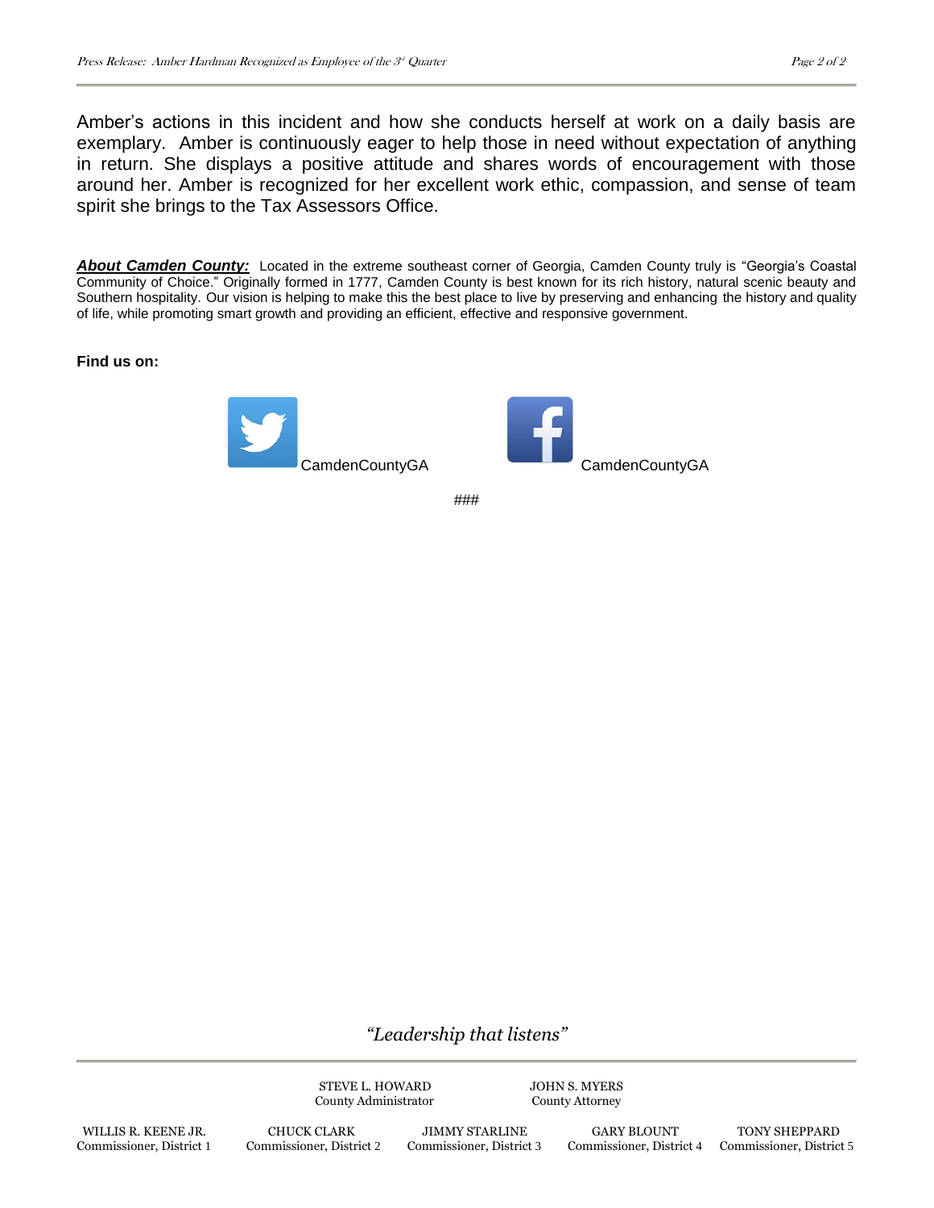Amber's actions in this incident and how she conducts herself at work on a daily basis are exemplary. Amber is continuously eager to help those in need without expectation of anything in return. She displays a positive attitude and shares words of encouragement with those around her. Amber is recognized for her excellent work ethic, compassion, and sense of team spirit she brings to the Tax Assessors Office.

***About Camden County:*** Located in the extreme southeast corner of Georgia, Camden County truly is "Georgia's Coastal Community of Choice." Originally formed in 1777, Camden County is best known for its rich history, natural scenic beauty and Southern hospitality. Our vision is helping to make this the best place to live by preserving and enhancing the history and quality of life, while promoting smart growth and providing an efficient, effective and responsive government.

**Find us on:**

CamdenCountyGA CamdenCountyGA

###

*"Leadership that listens"*

STEVE L. HOWARD
County Administrator

JOHN S. MYERS
County Attorney

WILLIS R. KEENE JR.
Commissioner, District 1

CHUCK CLARK
Commissioner, District 2

JIMMY STARLINE
Commissioner, District 3

GARY BLOUNT
Commissioner, District 4

TONY SHEPPARD
Commissioner, District 5